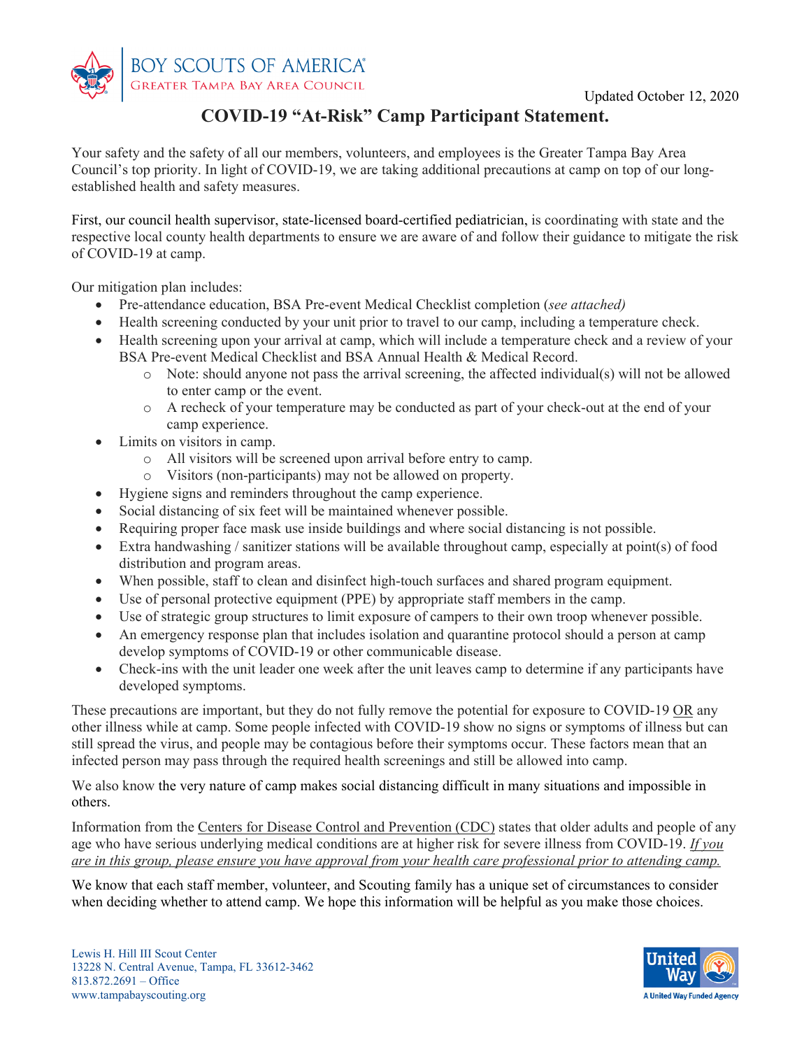BOY SCOUTS OF AMERICA
GREATER TAMPA BAY AREA COUNCIL

Updated October 12, 2020

# COVID-19 "At-Risk" Camp Participant Statement.

Your safety and the safety of all our members, volunteers, and employees is the Greater Tampa Bay Area Council's top priority. In light of COVID-19, we are taking additional precautions at camp on top of our long-established health and safety measures.

First, our council health supervisor, state-licensed board-certified pediatrician, is coordinating with state and the respective local county health departments to ensure we are aware of and follow their guidance to mitigate the risk of COVID-19 at camp.

Our mitigation plan includes:

- Pre-attendance education, BSA Pre-event Medical Checklist completion (*see attached)*
- Health screening conducted by your unit prior to travel to our camp, including a temperature check.
- Health screening upon your arrival at camp, which will include a temperature check and a review of your BSA Pre-event Medical Checklist and BSA Annual Health & Medical Record.
    - Note: should anyone not pass the arrival screening, the affected individual(s) will not be allowed to enter camp or the event.
    - A recheck of your temperature may be conducted as part of your check-out at the end of your camp experience.
- Limits on visitors in camp.
    - All visitors will be screened upon arrival before entry to camp.
    - Visitors (non-participants) may not be allowed on property.
- Hygiene signs and reminders throughout the camp experience.
- Social distancing of six feet will be maintained whenever possible.
- Requiring proper face mask use inside buildings and where social distancing is not possible.
- Extra handwashing / sanitizer stations will be available throughout camp, especially at point(s) of food distribution and program areas.
- When possible, staff to clean and disinfect high-touch surfaces and shared program equipment.
- Use of personal protective equipment (PPE) by appropriate staff members in the camp.
- Use of strategic group structures to limit exposure of campers to their own troop whenever possible.
- An emergency response plan that includes isolation and quarantine protocol should a person at camp develop symptoms of COVID-19 or other communicable disease.
- Check-ins with the unit leader one week after the unit leaves camp to determine if any participants have developed symptoms.

These precautions are important, but they do not fully remove the potential for exposure to COVID-19 OR any other illness while at camp. Some people infected with COVID-19 show no signs or symptoms of illness but can still spread the virus, and people may be contagious before their symptoms occur. These factors mean that an infected person may pass through the required health screenings and still be allowed into camp.

We also know the very nature of camp makes social distancing difficult in many situations and impossible in others.

Information from the Centers for Disease Control and Prevention (CDC) states that older adults and people of any age who have serious underlying medical conditions are at higher risk for severe illness from COVID-19. *If you are in this group, please ensure you have approval from your health care professional prior to attending camp.*

We know that each staff member, volunteer, and Scouting family has a unique set of circumstances to consider when deciding whether to attend camp. We hope this information will be helpful as you make those choices.

Lewis H. Hill III Scout Center
13228 N. Central Avenue, Tampa, FL 33612-3462
813.872.2691 – Office
www.tampabayscouting.org

United Way
A United Way Funded Agency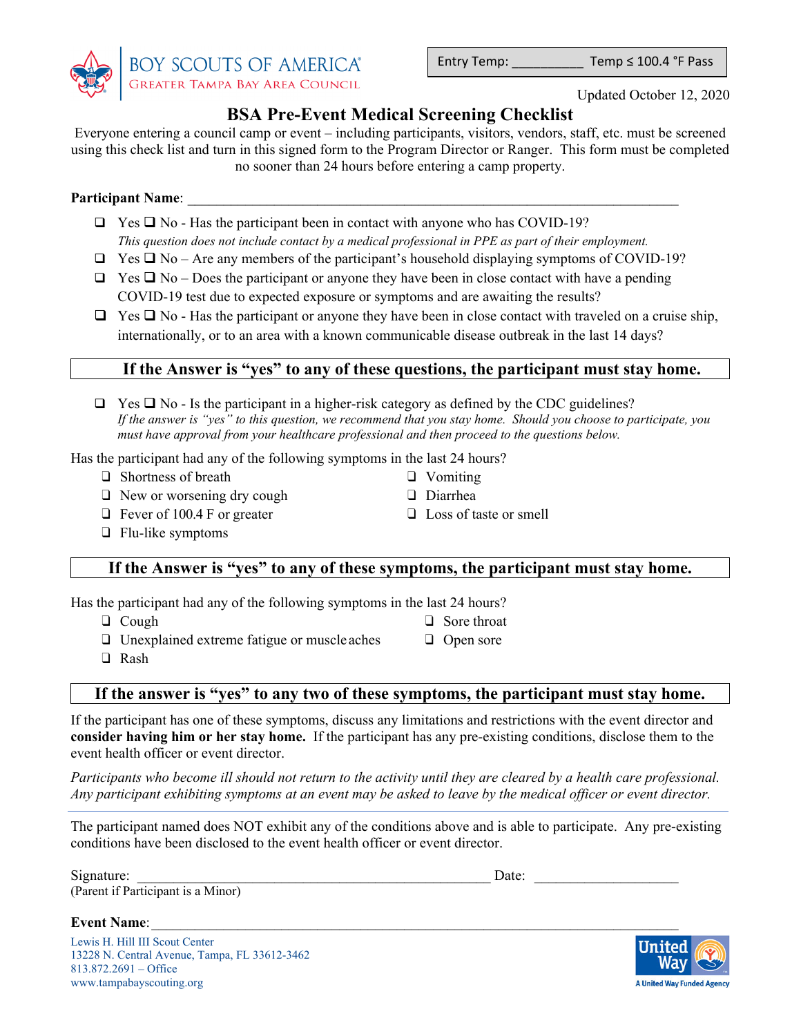BOY SCOUTS OF AMERICA
GREATER TAMPA BAY AREA COUNCIL

Entry Temp: __________ Temp ≤ 100.4 °F Pass

Updated October 12, 2020

# BSA Pre-Event Medical Screening Checklist

Everyone entering a council camp or event – including participants, visitors, vendors, staff, etc. must be screened using this check list and turn in this signed form to the Program Director or Ranger. This form must be completed no sooner than 24 hours before entering a camp property.

**Participant Name**: ______________________________________________________________________

- ❑ Yes ❑ No - Has the participant been in contact with anyone who has COVID-19?
  *This question does not include contact by a medical professional in PPE as part of their employment.*
- ❑ Yes ❑ No – Are any members of the participant's household displaying symptoms of COVID-19?
- ❑ Yes ❑ No – Does the participant or anyone they have been in close contact with have a pending COVID-19 test due to expected exposure or symptoms and are awaiting the results?
- ❑ Yes ❑ No - Has the participant or anyone they have been in close contact with traveled on a cruise ship, internationally, or to an area with a known communicable disease outbreak in the last 14 days?

**If the Answer is "yes" to any of these questions, the participant must stay home.**

- ❑ Yes ❑ No - Is the participant in a higher-risk category as defined by the CDC guidelines?
  *If the answer is "yes" to this question, we recommend that you stay home. Should you choose to participate, you must have approval from your healthcare professional and then proceed to the questions below.*

Has the participant had any of the following symptoms in the last 24 hours?

- ❑ Shortness of breath
- ❑ New or worsening dry cough
- ❑ Fever of 100.4 F or greater
- ❑ Flu-like symptoms
- ❑ Vomiting
- ❑ Diarrhea
- ❑ Loss of taste or smell

**If the Answer is "yes" to any of these symptoms, the participant must stay home.**

Has the participant had any of the following symptoms in the last 24 hours?

- ❑ Cough
- ❑ Unexplained extreme fatigue or muscle aches
- ❑ Rash
- ❑ Sore throat
- ❑ Open sore

**If the answer is "yes" to any two of these symptoms, the participant must stay home.**

If the participant has one of these symptoms, discuss any limitations and restrictions with the event director and **consider having him or her stay home.** If the participant has any pre-existing conditions, disclose them to the event health officer or event director.

*Participants who become ill should not return to the activity until they are cleared by a health care professional. Any participant exhibiting symptoms at an event may be asked to leave by the medical officer or event director.*

---

The participant named does NOT exhibit any of the conditions above and is able to participate. Any pre-existing conditions have been disclosed to the event health officer or event director.

Signature: ________________________________________________ Date: ____________________
(Parent if Participant is a Minor)

**Event Name**:______________________________________________________________________

Lewis H. Hill III Scout Center
13228 N. Central Avenue, Tampa, FL 33612-3462
813.872.2691 – Office
www.tampabayscouting.org

United Way
A United Way Funded Agency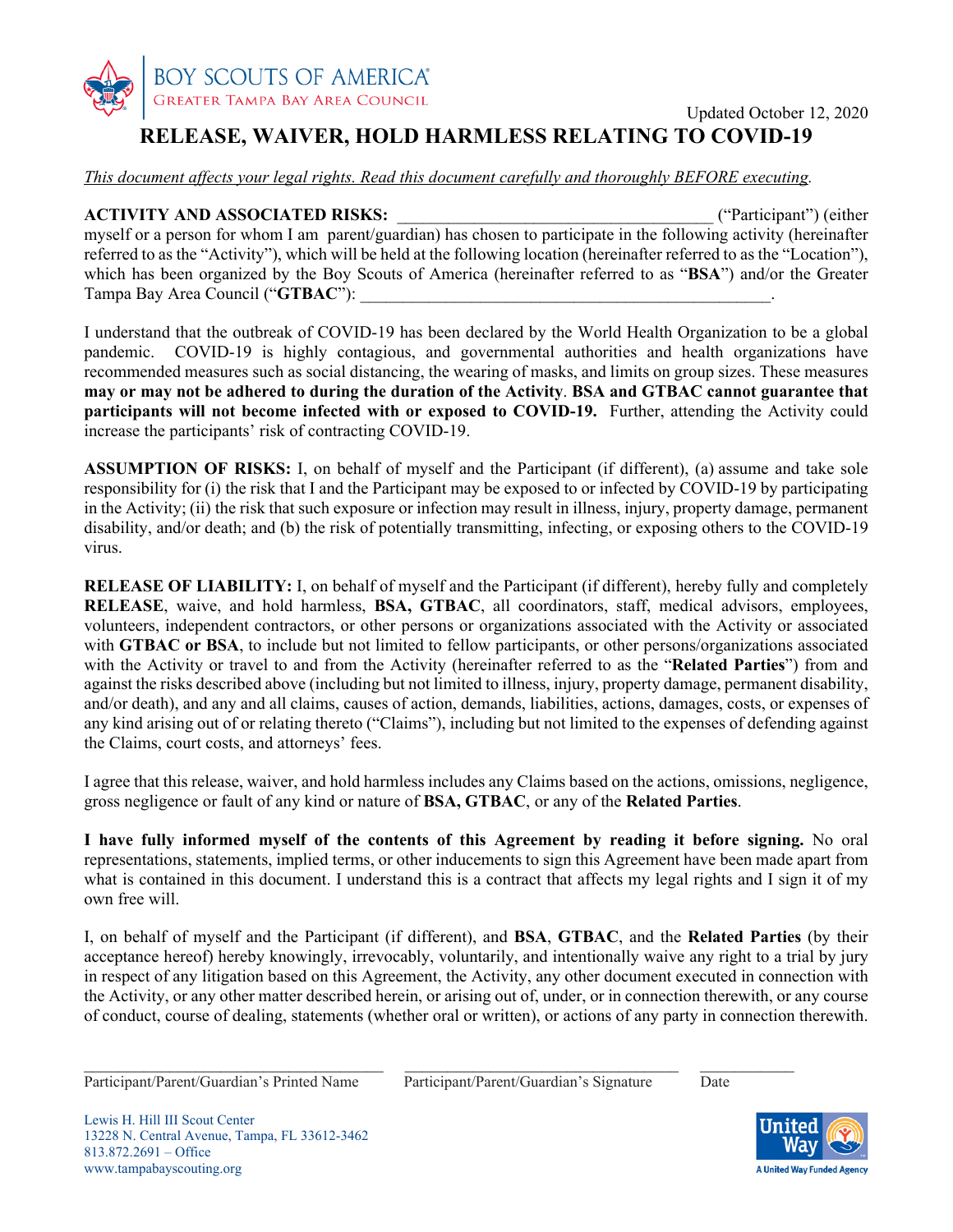BOY SCOUTS OF AMERICA
GREATER TAMPA BAY AREA COUNCIL

Updated October 12, 2020

# RELEASE, WAIVER, HOLD HARMLESS RELATING TO COVID-19

*This document affects your legal rights. Read this document carefully and thoroughly BEFORE executing.*

**ACTIVITY AND ASSOCIATED RISKS:** ___________________________________ ("Participant") (either myself or a person for whom I am parent/guardian) has chosen to participate in the following activity (hereinafter referred to as the "Activity"), which will be held at the following location (hereinafter referred to as the "Location"), which has been organized by the Boy Scouts of America (hereinafter referred to as "**BSA**") and/or the Greater Tampa Bay Area Council ("**GTBAC**"): _____________________________________________.

I understand that the outbreak of COVID-19 has been declared by the World Health Organization to be a global pandemic. COVID-19 is highly contagious, and governmental authorities and health organizations have recommended measures such as social distancing, the wearing of masks, and limits on group sizes. These measures **may or may not be adhered to during the duration of the Activity**. **BSA and GTBAC cannot guarantee that participants will not become infected with or exposed to COVID-19.** Further, attending the Activity could increase the participants' risk of contracting COVID-19.

**ASSUMPTION OF RISKS:** I, on behalf of myself and the Participant (if different), (a) assume and take sole responsibility for (i) the risk that I and the Participant may be exposed to or infected by COVID-19 by participating in the Activity; (ii) the risk that such exposure or infection may result in illness, injury, property damage, permanent disability, and/or death; and (b) the risk of potentially transmitting, infecting, or exposing others to the COVID-19 virus.

**RELEASE OF LIABILITY:** I, on behalf of myself and the Participant (if different), hereby fully and completely **RELEASE**, waive, and hold harmless, **BSA, GTBAC**, all coordinators, staff, medical advisors, employees, volunteers, independent contractors, or other persons or organizations associated with the Activity or associated with **GTBAC or BSA**, to include but not limited to fellow participants, or other persons/organizations associated with the Activity or travel to and from the Activity (hereinafter referred to as the "**Related Parties**") from and against the risks described above (including but not limited to illness, injury, property damage, permanent disability, and/or death), and any and all claims, causes of action, demands, liabilities, actions, damages, costs, or expenses of any kind arising out of or relating thereto ("Claims"), including but not limited to the expenses of defending against the Claims, court costs, and attorneys' fees.

I agree that this release, waiver, and hold harmless includes any Claims based on the actions, omissions, negligence, gross negligence or fault of any kind or nature of **BSA, GTBAC**, or any of the **Related Parties**.

**I have fully informed myself of the contents of this Agreement by reading it before signing.** No oral representations, statements, implied terms, or other inducements to sign this Agreement have been made apart from what is contained in this document. I understand this is a contract that affects my legal rights and I sign it of my own free will.

I, on behalf of myself and the Participant (if different), and **BSA**, **GTBAC**, and the **Related Parties** (by their acceptance hereof) hereby knowingly, irrevocably, voluntarily, and intentionally waive any right to a trial by jury in respect of any litigation based on this Agreement, the Activity, any other document executed in connection with the Activity, or any other matter described herein, or arising out of, under, or in connection therewith, or any course of conduct, course of dealing, statements (whether oral or written), or actions of any party in connection therewith.

_________________________________ _________________________________ ___________

Participant/Parent/Guardian's Printed Name | Participant/Parent/Guardian's Signature | Date

Lewis H. Hill III Scout Center
13228 N. Central Avenue, Tampa, FL 33612-3462
813.872.2691 – Office
www.tampabayscouting.org

United Way
A United Way Funded Agency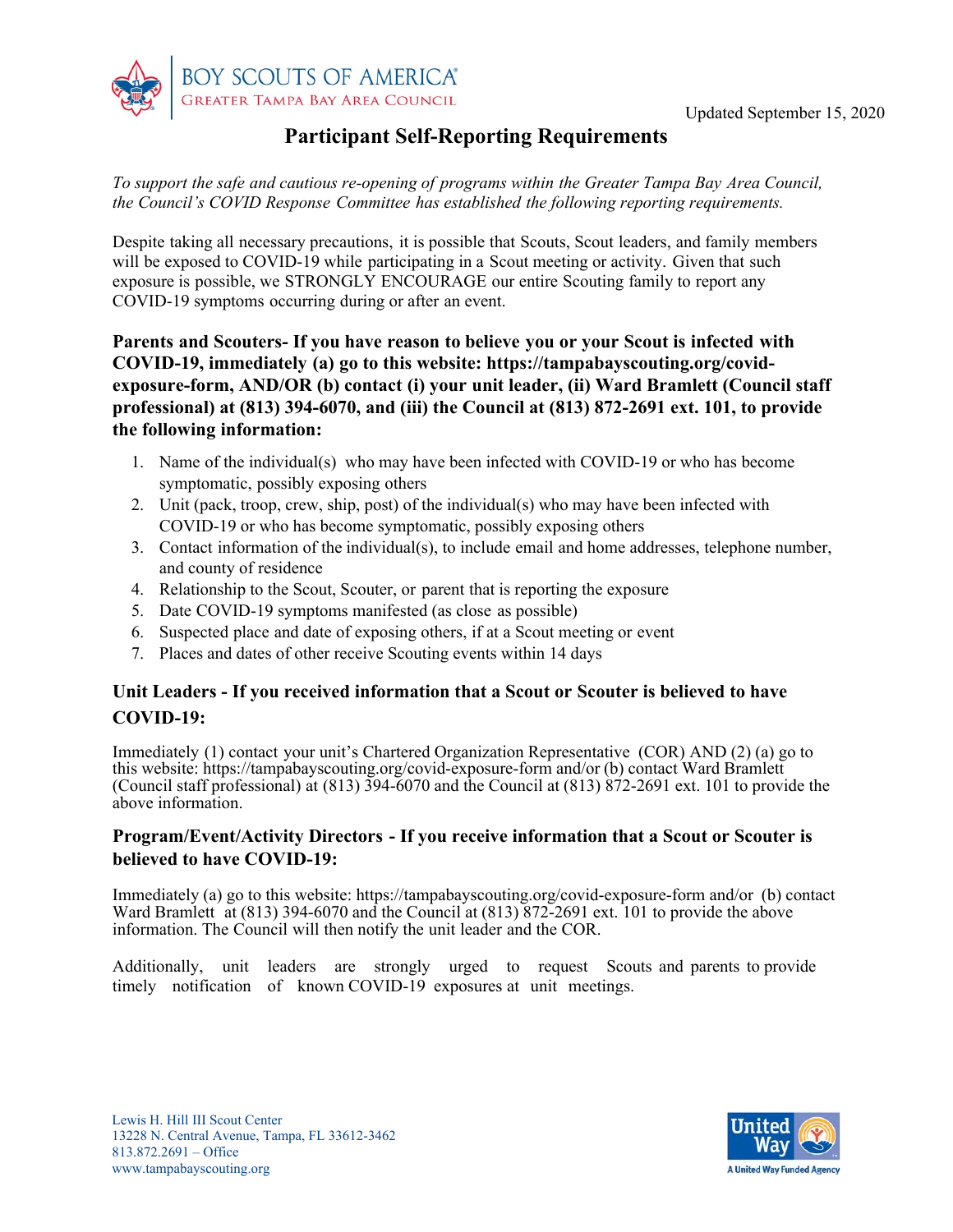BOY SCOUTS OF AMERICA®
GREATER TAMPA BAY AREA COUNCIL

Updated September 15, 2020

# Participant Self-Reporting Requirements

*To support the safe and cautious re-opening of programs within the Greater Tampa Bay Area Council, the Council's COVID Response Committee has established the following reporting requirements.*

Despite taking all necessary precautions, it is possible that Scouts, Scout leaders, and family members will be exposed to COVID-19 while participating in a Scout meeting or activity. Given that such exposure is possible, we STRONGLY ENCOURAGE our entire Scouting family to report any COVID-19 symptoms occurring during or after an event.

**Parents and Scouters- If you have reason to believe you or your Scout is infected with COVID-19, immediately (a) go to this website: https://tampabayscouting.org/covid-exposure-form, AND/OR (b) contact (i) your unit leader, (ii) Ward Bramlett (Council staff professional) at (813) 394-6070, and (iii) the Council at (813) 872-2691 ext. 101, to provide the following information:**

1. Name of the individual(s) who may have been infected with COVID-19 or who has become symptomatic, possibly exposing others
2. Unit (pack, troop, crew, ship, post) of the individual(s) who may have been infected with COVID-19 or who has become symptomatic, possibly exposing others
3. Contact information of the individual(s), to include email and home addresses, telephone number, and county of residence
4. Relationship to the Scout, Scouter, or parent that is reporting the exposure
5. Date COVID-19 symptoms manifested (as close as possible)
6. Suspected place and date of exposing others, if at a Scout meeting or event
7. Places and dates of other receive Scouting events within 14 days

### Unit Leaders - If you received information that a Scout or Scouter is believed to have COVID-19:

Immediately (1) contact your unit's Chartered Organization Representative (COR) AND (2) (a) go to this website: https://tampabayscouting.org/covid-exposure-form and/or (b) contact Ward Bramlett (Council staff professional) at (813) 394-6070 and the Council at (813) 872-2691 ext. 101 to provide the above information.

### Program/Event/Activity Directors - If you receive information that a Scout or Scouter is believed to have COVID-19:

Immediately (a) go to this website: https://tampabayscouting.org/covid-exposure-form and/or (b) contact Ward Bramlett at (813) 394-6070 and the Council at (813) 872-2691 ext. 101 to provide the above information. The Council will then notify the unit leader and the COR.

Additionally, unit leaders are strongly urged to request Scouts and parents to provide timely notification of known COVID-19 exposures at unit meetings.

Lewis H. Hill III Scout Center
13228 N. Central Avenue, Tampa, FL 33612-3462
813.872.2691 – Office
www.tampabayscouting.org

United Way
A United Way Funded Agency